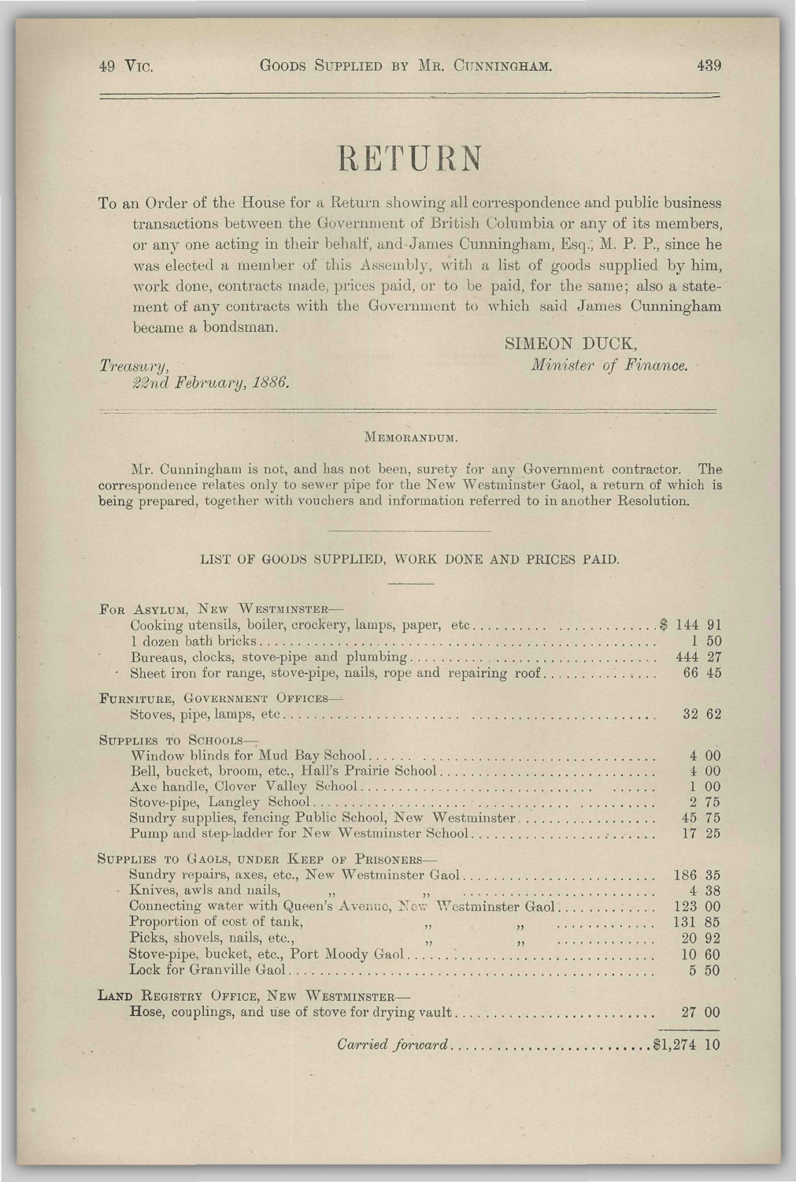# RETURN

To an Order of the House for a Return showing all correspondence and public business transactions between the Government of British Columbia or any of its members, or any one acting in their behalf, and James Cunningham, Esq., M. P. P., since he was elected a member of this Assembly, with a list of goods supplied by him, work done, contracts made, prices paid, or to be paid, for the same; also a statement of any contracts with the Government to which said James Cunningham became a bondsman.

SIMEON DUCK,
*Minister of Finance.*

*Treasury,*
*22nd February, 1886.*

---

MEMORANDUM.

Mr. Cunningham is not, and has not been, surety for any Government contractor. The correspondence relates only to sewer pipe for the New Westminster Gaol, a return of which is being prepared, together with vouchers and information referred to in another Resolution.

LIST OF GOODS SUPPLIED, WORK DONE AND PRICES PAID.

| | |
|---|---|
| **For Asylum, New Westminster—** | |
| Cooking utensils, boiler, crockery, lamps, paper, etc. | $ 144 91 |
| 1 dozen bath bricks | 1 50 |
| Bureaus, clocks, stove-pipe and plumbing | 444 27 |
| Sheet iron for range, stove-pipe, nails, rope and repairing roof | 66 45 |
| **Furniture, Government Offices—** | |
| Stoves, pipe, lamps, etc. | 32 62 |
| **Supplies to Schools—** | |
| Window blinds for Mud Bay School | 4 00 |
| Bell, bucket, broom, etc., Hall's Prairie School | 4 00 |
| Axe handle, Clover Valley School | 1 00 |
| Stove-pipe, Langley School | 2 75 |
| Sundry supplies, fencing Public School, New Westminster | 45 75 |
| Pump and step-ladder for New Westminster School | 17 25 |
| **Supplies to Gaols, under Keep of Prisoners—** | |
| Sundry repairs, axes, etc., New Westminster Gaol | 186 35 |
| Knives, awls and nails, " " | 4 38 |
| Connecting water with Queen's Avenue, New Westminster Gaol | 123 00 |
| Proportion of cost of tank, " " | 131 85 |
| Picks, shovels, nails, etc., " " | 20 92 |
| Stove-pipe, bucket, etc., Port Moody Gaol | 10 60 |
| Lock for Granville Gaol | 5 50 |
| **Land Registry Office, New Westminster—** | |
| Hose, couplings, and use of stove for drying vault | 27 00 |
| *Carried forward* | $1,274 10 |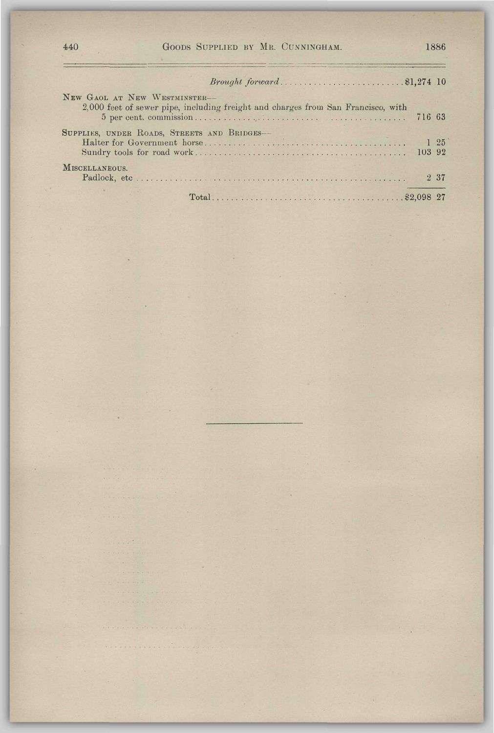| | |
|---|---|
| *Brought forward* | $1,274 10 |
| **New Gaol at New Westminster—** | |
| 2,000 feet of sewer pipe, including freight and charges from San Francisco, with 5 per cent. commission | 716 63 |
| **Supplies, under Roads, Streets and Bridges—** | |
| Halter for Government horse | 1 25 |
| Sundry tools for road work | 103 92 |
| **Miscellaneous.** | |
| Padlock, etc | 2 37 |
| Total | $2,098 27 |